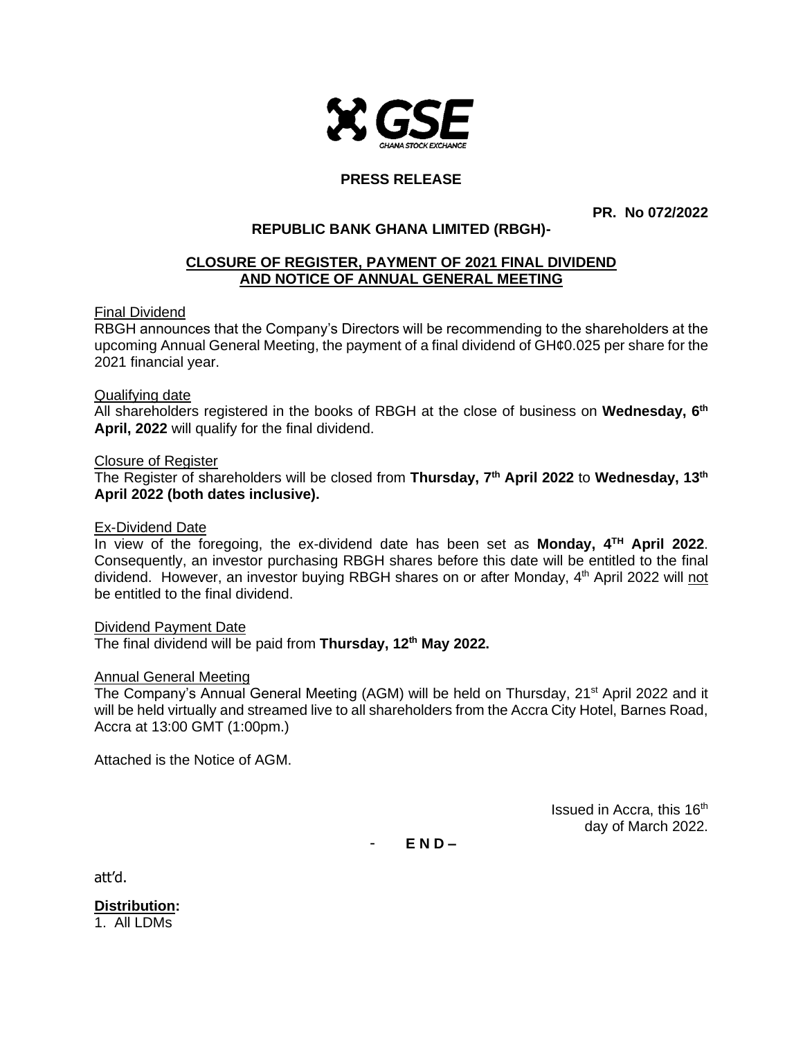GSE

GHANA STOCK EXCHANGE

## PRESS RELEASE

**PR. No 072/2022**

**REPUBLIC BANK GHANA LIMITED (RBGH)-**

**CLOSURE OF REGISTER, PAYMENT OF 2021 FINAL DIVIDEND AND NOTICE OF ANNUAL GENERAL MEETING**

Final Dividend

RBGH announces that the Company's Directors will be recommending to the shareholders at the upcoming Annual General Meeting, the payment of a final dividend of GH¢0.025 per share for the 2021 financial year.

Qualifying date

All shareholders registered in the books of RBGH at the close of business on **Wednesday, 6th April, 2022** will qualify for the final dividend.

Closure of Register

The Register of shareholders will be closed from **Thursday, 7th April 2022** to **Wednesday, 13th April 2022 (both dates inclusive).**

Ex-Dividend Date

In view of the foregoing, the ex-dividend date has been set as **Monday, 4TH April 2022**. Consequently, an investor purchasing RBGH shares before this date will be entitled to the final dividend. However, an investor buying RBGH shares on or after Monday, 4th April 2022 will not be entitled to the final dividend.

Dividend Payment Date

The final dividend will be paid from **Thursday, 12th May 2022.**

Annual General Meeting

The Company's Annual General Meeting (AGM) will be held on Thursday, 21st April 2022 and it will be held virtually and streamed live to all shareholders from the Accra City Hotel, Barnes Road, Accra at 13:00 GMT (1:00pm.)

Attached is the Notice of AGM.

Issued in Accra, this 16th day of March 2022.

- **E N D –**

att'd.

**Distribution:**

1. All LDMs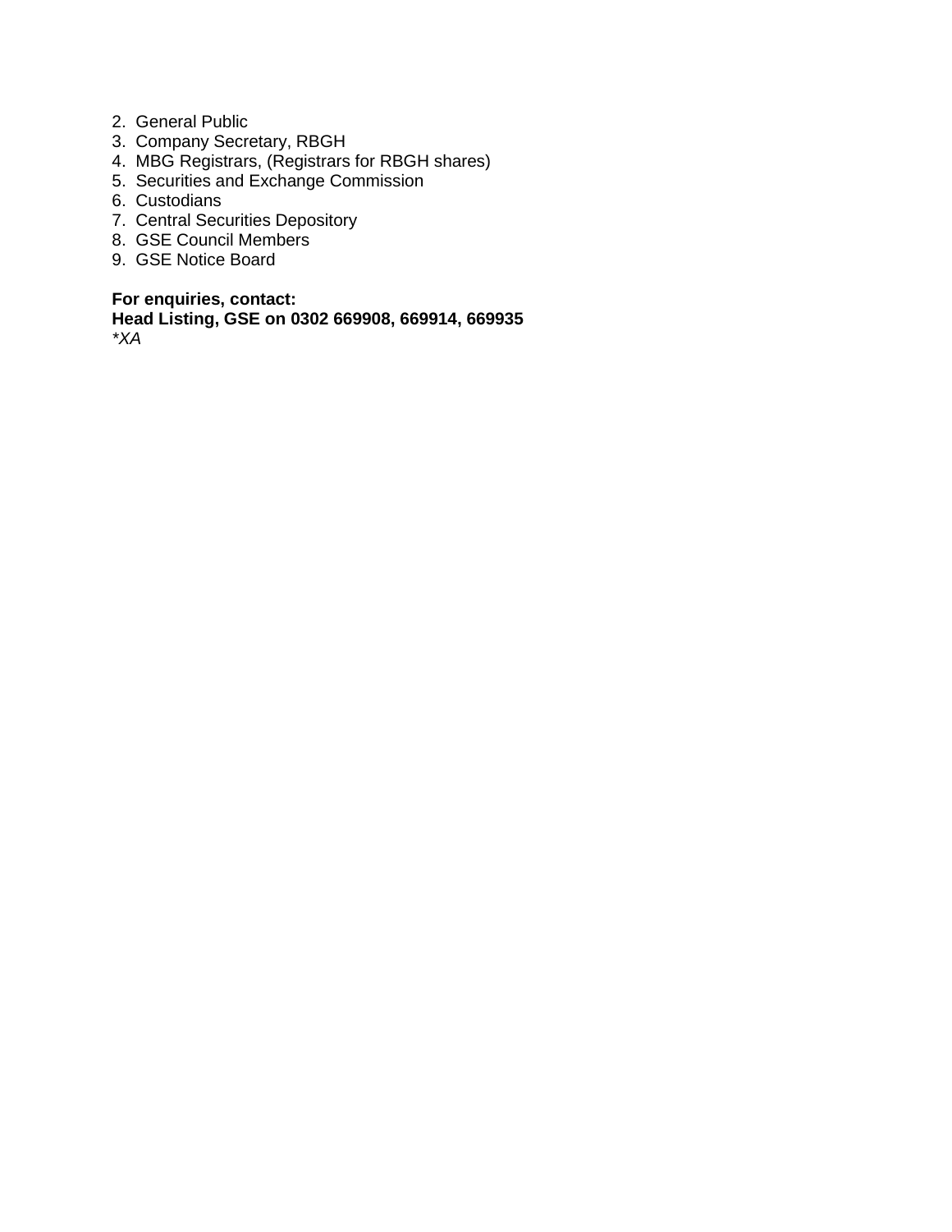2. General Public
3. Company Secretary, RBGH
4. MBG Registrars, (Registrars for RBGH shares)
5. Securities and Exchange Commission
6. Custodians
7. Central Securities Depository
8. GSE Council Members
9. GSE Notice Board

**For enquiries, contact:**
**Head Listing, GSE on 0302 669908, 669914, 669935**
*\*XA*